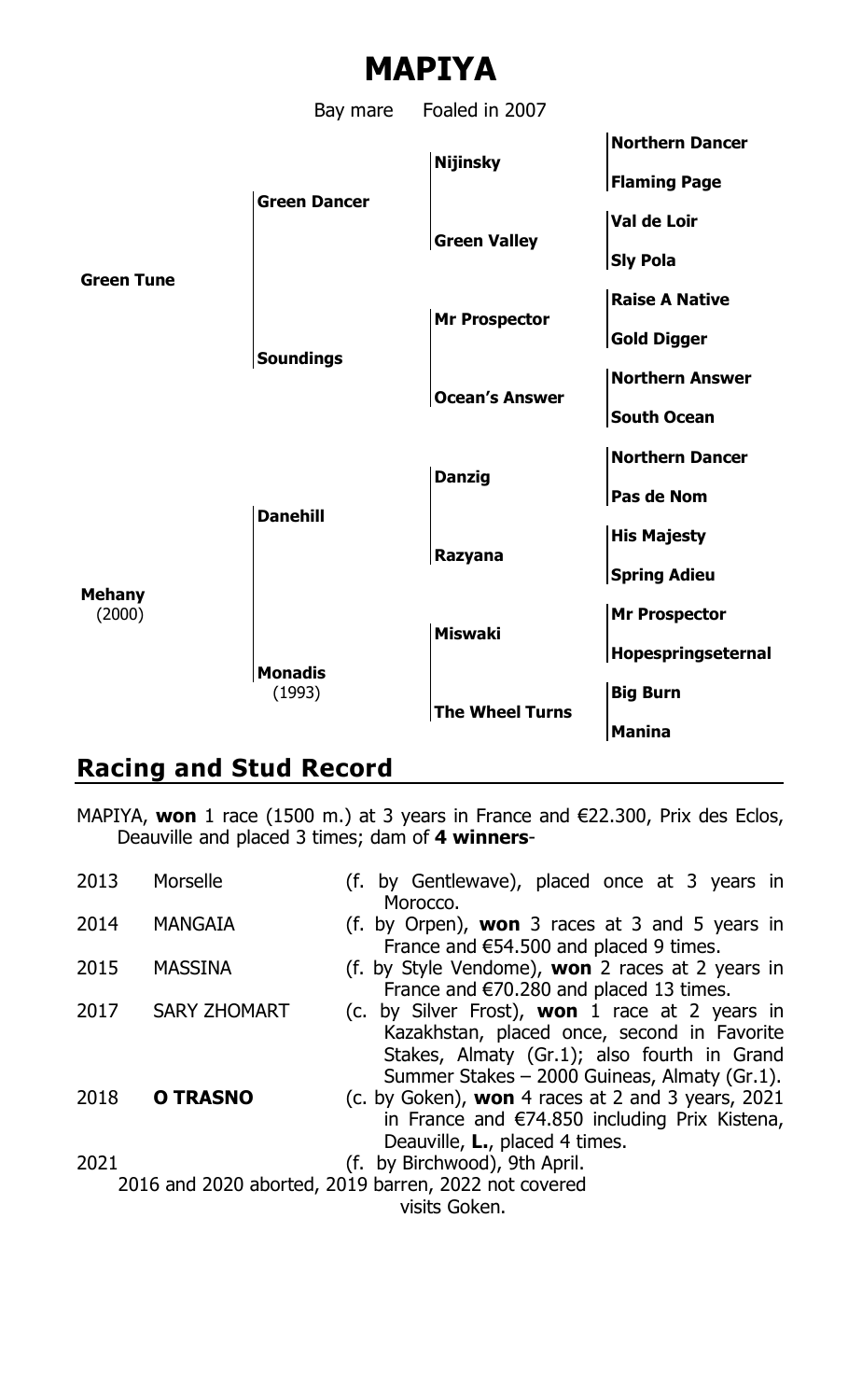# MAPIYA

Bay mare Foaled in 2007

| | | | |
|---|---|---|---|
| **Green Tune** | **Green Dancer** | **Nijinsky** | **Northern Dancer** |
| | | | **Flaming Page** |
| | | **Green Valley** | **Val de Loir** |
| | | | **Sly Pola** |
| | **Soundings** | **Mr Prospector** | **Raise A Native** |
| | | | **Gold Digger** |
| | | **Ocean's Answer** | **Northern Answer** |
| | | | **South Ocean** |
| **Mehany** (2000) | **Danehill** | **Danzig** | **Northern Dancer** |
| | | | **Pas de Nom** |
| | | **Razyana** | **His Majesty** |
| | | | **Spring Adieu** |
| | **Monadis** (1993) | **Miswaki** | **Mr Prospector** |
| | | | **Hopespringseternal** |
| | | **The Wheel Turns** | **Big Burn** |
| | | | **Manina** |

## Racing and Stud Record

MAPIYA, **won** 1 race (1500 m.) at 3 years in France and €22.300, Prix des Eclos, Deauville and placed 3 times; dam of **4 winners**-

| | | |
|---|---|---|
| 2013 | Morselle | (f. by Gentlewave), placed once at 3 years in Morocco. |
| 2014 | MANGAIA | (f. by Orpen), **won** 3 races at 3 and 5 years in France and €54.500 and placed 9 times. |
| 2015 | MASSINA | (f. by Style Vendome), **won** 2 races at 2 years in France and €70.280 and placed 13 times. |
| 2017 | SARY ZHOMART | (c. by Silver Frost), **won** 1 race at 2 years in Kazakhstan, placed once, second in Favorite Stakes, Almaty (Gr.1); also fourth in Grand Summer Stakes – 2000 Guineas, Almaty (Gr.1). |
| 2018 | **O TRASNO** | (c. by Goken), **won** 4 races at 2 and 3 years, 2021 in France and €74.850 including Prix Kistena, Deauville, **L.**, placed 4 times. |
| 2021 | | (f. by Birchwood), 9th April. |

2016 and 2020 aborted, 2019 barren, 2022 not covered

visits Goken.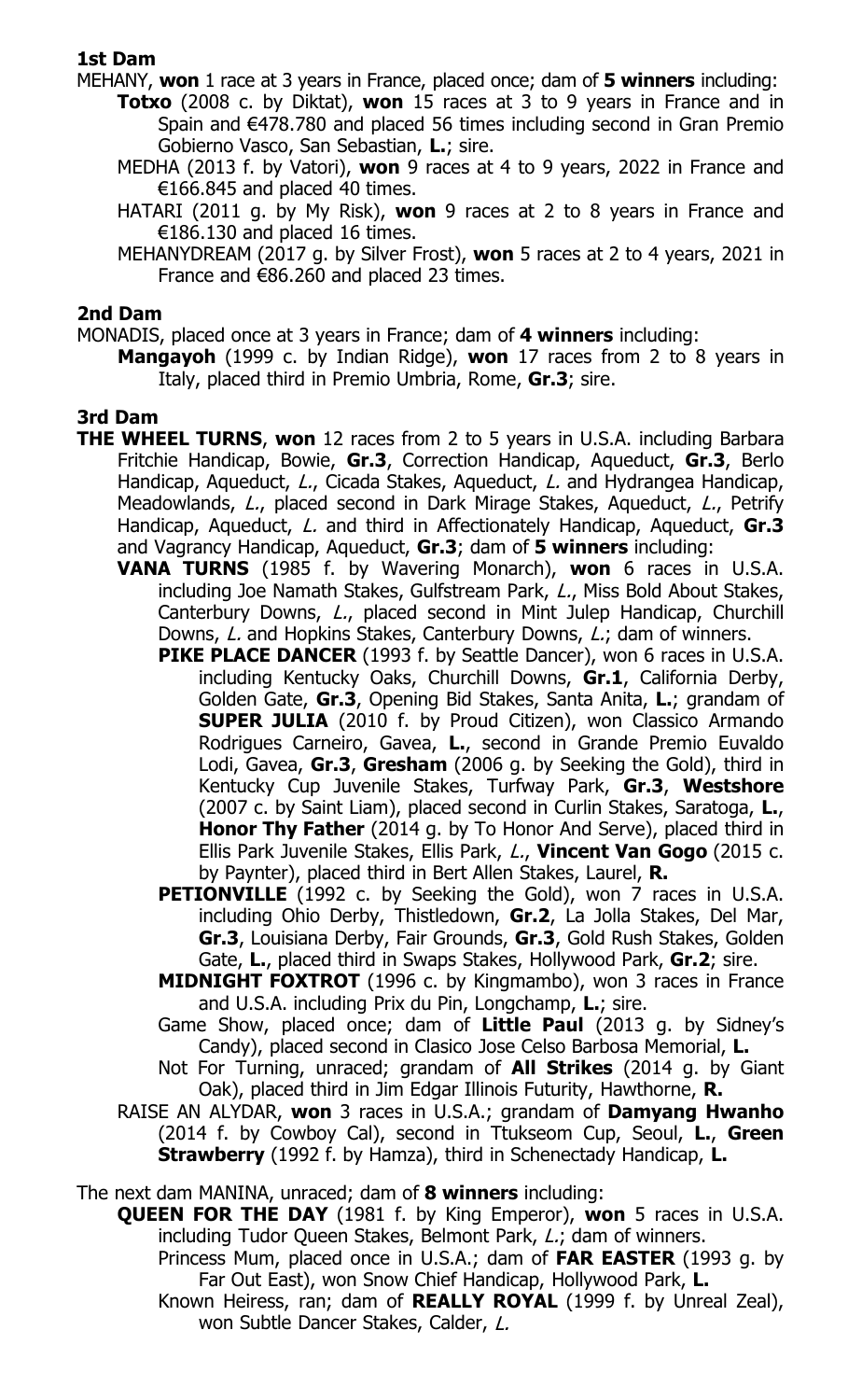## 1st Dam

MEHANY, **won** 1 race at 3 years in France, placed once; dam of **5 winners** including:

**Totxo** (2008 c. by Diktat), **won** 15 races at 3 to 9 years in France and in Spain and €478.780 and placed 56 times including second in Gran Premio Gobierno Vasco, San Sebastian, **L.**; sire.

MEDHA (2013 f. by Vatori), **won** 9 races at 4 to 9 years, 2022 in France and €166.845 and placed 40 times.

HATARI (2011 g. by My Risk), **won** 9 races at 2 to 8 years in France and €186.130 and placed 16 times.

MEHANYDREAM (2017 g. by Silver Frost), **won** 5 races at 2 to 4 years, 2021 in France and €86.260 and placed 23 times.

## 2nd Dam

MONADIS, placed once at 3 years in France; dam of **4 winners** including:

**Mangayoh** (1999 c. by Indian Ridge), **won** 17 races from 2 to 8 years in Italy, placed third in Premio Umbria, Rome, **Gr.3**; sire.

## 3rd Dam

**THE WHEEL TURNS**, **won** 12 races from 2 to 5 years in U.S.A. including Barbara Fritchie Handicap, Bowie, **Gr.3**, Correction Handicap, Aqueduct, **Gr.3**, Berlo Handicap, Aqueduct, *L.*, Cicada Stakes, Aqueduct, *L.* and Hydrangea Handicap, Meadowlands, *L.*, placed second in Dark Mirage Stakes, Aqueduct, *L.*, Petrify Handicap, Aqueduct, *L.* and third in Affectionately Handicap, Aqueduct, **Gr.3** and Vagrancy Handicap, Aqueduct, **Gr.3**; dam of **5 winners** including:

**VANA TURNS** (1985 f. by Wavering Monarch), **won** 6 races in U.S.A. including Joe Namath Stakes, Gulfstream Park, *L.*, Miss Bold About Stakes, Canterbury Downs, *L.*, placed second in Mint Julep Handicap, Churchill Downs, *L.* and Hopkins Stakes, Canterbury Downs, *L.*; dam of winners.

**PIKE PLACE DANCER** (1993 f. by Seattle Dancer), won 6 races in U.S.A. including Kentucky Oaks, Churchill Downs, **Gr.1**, California Derby, Golden Gate, **Gr.3**, Opening Bid Stakes, Santa Anita, **L.**; grandam of **SUPER JULIA** (2010 f. by Proud Citizen), won Classico Armando Rodrigues Carneiro, Gavea, **L.**, second in Grande Premio Euvaldo Lodi, Gavea, **Gr.3**, **Gresham** (2006 g. by Seeking the Gold), third in Kentucky Cup Juvenile Stakes, Turfway Park, **Gr.3**, **Westshore** (2007 c. by Saint Liam), placed second in Curlin Stakes, Saratoga, **L.**, **Honor Thy Father** (2014 g. by To Honor And Serve), placed third in Ellis Park Juvenile Stakes, Ellis Park, *L.*, **Vincent Van Gogo** (2015 c. by Paynter), placed third in Bert Allen Stakes, Laurel, **R.**

**PETIONVILLE** (1992 c. by Seeking the Gold), won 7 races in U.S.A. including Ohio Derby, Thistledown, **Gr.2**, La Jolla Stakes, Del Mar, **Gr.3**, Louisiana Derby, Fair Grounds, **Gr.3**, Gold Rush Stakes, Golden Gate, **L.**, placed third in Swaps Stakes, Hollywood Park, **Gr.2**; sire.

**MIDNIGHT FOXTROT** (1996 c. by Kingmambo), won 3 races in France and U.S.A. including Prix du Pin, Longchamp, **L.**; sire.

Game Show, placed once; dam of **Little Paul** (2013 g. by Sidney's Candy), placed second in Clasico Jose Celso Barbosa Memorial, **L.**

Not For Turning, unraced; grandam of **All Strikes** (2014 g. by Giant Oak), placed third in Jim Edgar Illinois Futurity, Hawthorne, **R.**

RAISE AN ALYDAR, **won** 3 races in U.S.A.; grandam of **Damyang Hwanho** (2014 f. by Cowboy Cal), second in Ttukseom Cup, Seoul, **L.**, **Green Strawberry** (1992 f. by Hamza), third in Schenectady Handicap, **L.**

The next dam MANINA, unraced; dam of **8 winners** including:

**QUEEN FOR THE DAY** (1981 f. by King Emperor), **won** 5 races in U.S.A. including Tudor Queen Stakes, Belmont Park, *L.*; dam of winners.

Princess Mum, placed once in U.S.A.; dam of **FAR EASTER** (1993 g. by Far Out East), won Snow Chief Handicap, Hollywood Park, **L.**

Known Heiress, ran; dam of **REALLY ROYAL** (1999 f. by Unreal Zeal), won Subtle Dancer Stakes, Calder, *L.*